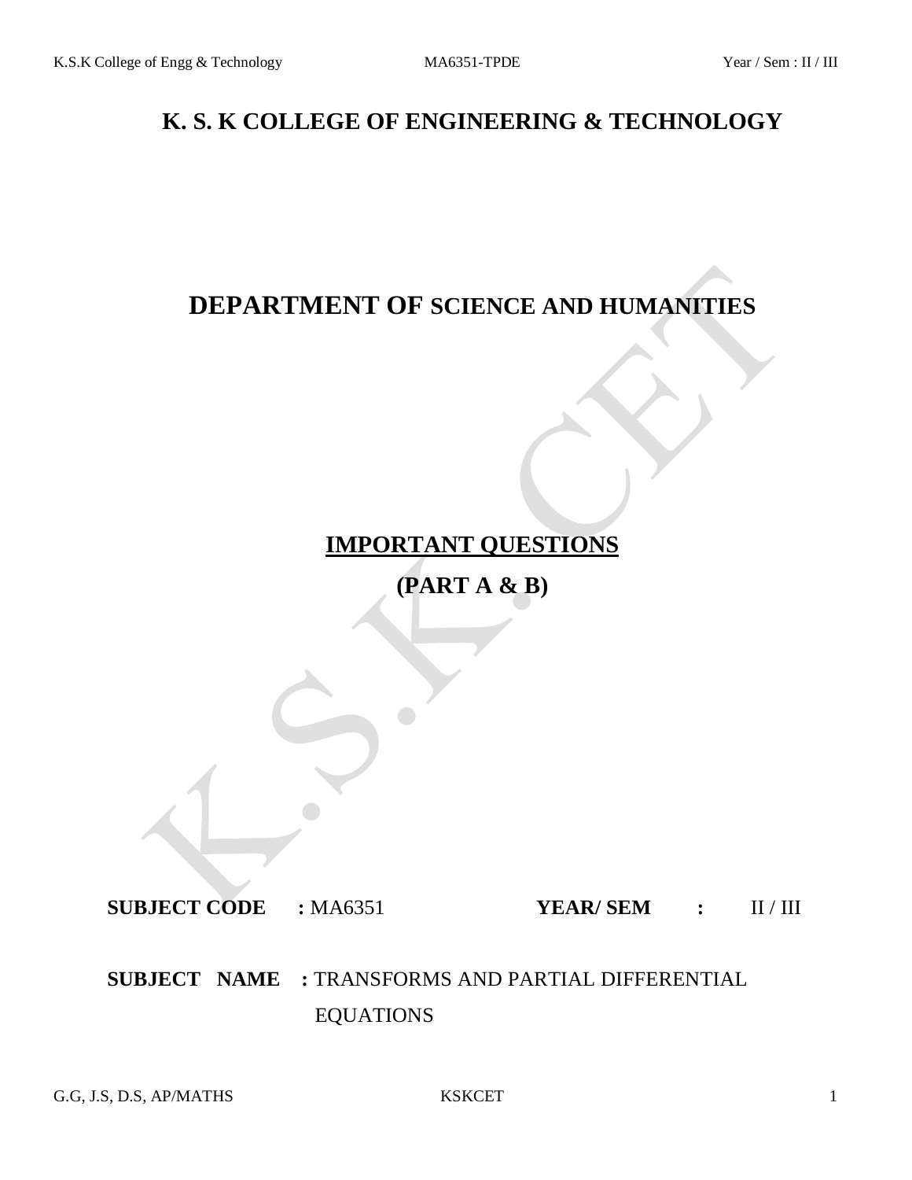# K. S. K COLLEGE OF ENGINEERING & TECHNOLOGY

## DEPARTMENT OF SCIENCE AND HUMANITIES

## IMPORTANT QUESTIONS

## (PART A & B)

**SUBJECT CODE : ** MA6351 **YEAR/ SEM : ** II / III

**SUBJECT NAME : ** TRANSFORMS AND PARTIAL DIFFERENTIAL EQUATIONS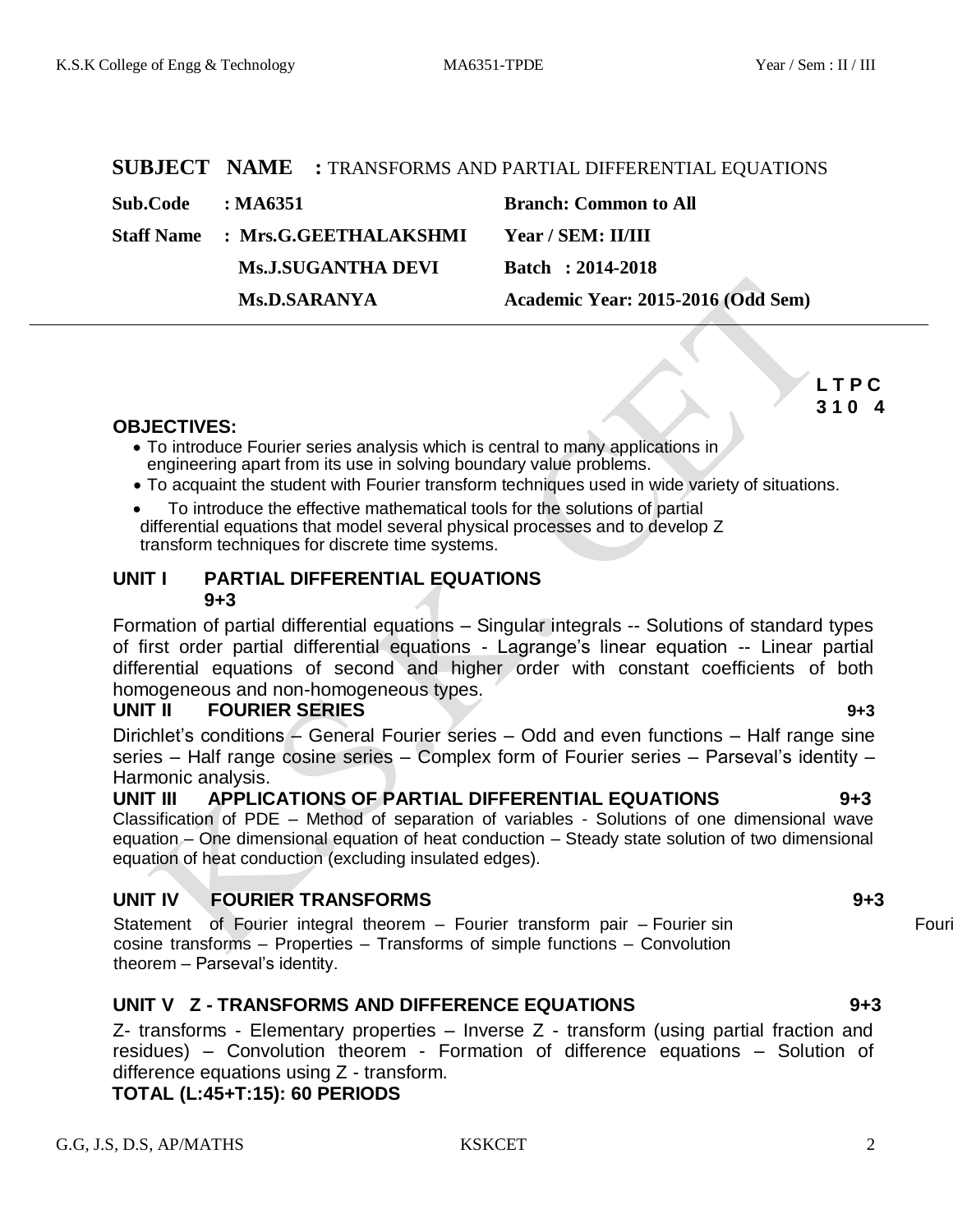**SUBJECT NAME :** TRANSFORMS AND PARTIAL DIFFERENTIAL EQUATIONS

| | | |
|---|---|---|
| **Sub.Code** | **: MA6351** | **Branch: Common to All** |
| **Staff Name** | **: Mrs.G.GEETHALAKSHMI** | **Year / SEM: II/III** |
| | **Ms.J.SUGANTHA DEVI** | **Batch : 2014-2018** |
| | **Ms.D.SARANYA** | **Academic Year: 2015-2016 (Odd Sem)** |

---

**L T P C**
**3 1 0 4**

**OBJECTIVES:**

- To introduce Fourier series analysis which is central to many applications in engineering apart from its use in solving boundary value problems.
- To acquaint the student with Fourier transform techniques used in wide variety of situations.
- To introduce the effective mathematical tools for the solutions of partial differential equations that model several physical processes and to develop Z transform techniques for discrete time systems.

**UNIT I PARTIAL DIFFERENTIAL EQUATIONS 9+3**

Formation of partial differential equations – Singular integrals -- Solutions of standard types of first order partial differential equations - Lagrange's linear equation -- Linear partial differential equations of second and higher order with constant coefficients of both homogeneous and non-homogeneous types.

**UNIT II FOURIER SERIES 9+3**

Dirichlet's conditions – General Fourier series – Odd and even functions – Half range sine series – Half range cosine series – Complex form of Fourier series – Parseval's identity – Harmonic analysis.

**UNIT III APPLICATIONS OF PARTIAL DIFFERENTIAL EQUATIONS 9+3**

Classification of PDE – Method of separation of variables - Solutions of one dimensional wave equation – One dimensional equation of heat conduction – Steady state solution of two dimensional equation of heat conduction (excluding insulated edges).

**UNIT IV FOURIER TRANSFORMS 9+3**

Statement of Fourier integral theorem – Fourier transform pair – Fourier sin Fourier cosine transforms – Properties – Transforms of simple functions – Convolution theorem – Parseval's identity.

**UNIT V Z - TRANSFORMS AND DIFFERENCE EQUATIONS 9+3**

Z- transforms - Elementary properties – Inverse Z - transform (using partial fraction and residues) – Convolution theorem - Formation of difference equations – Solution of difference equations using Z - transform.

**TOTAL (L:45+T:15): 60 PERIODS**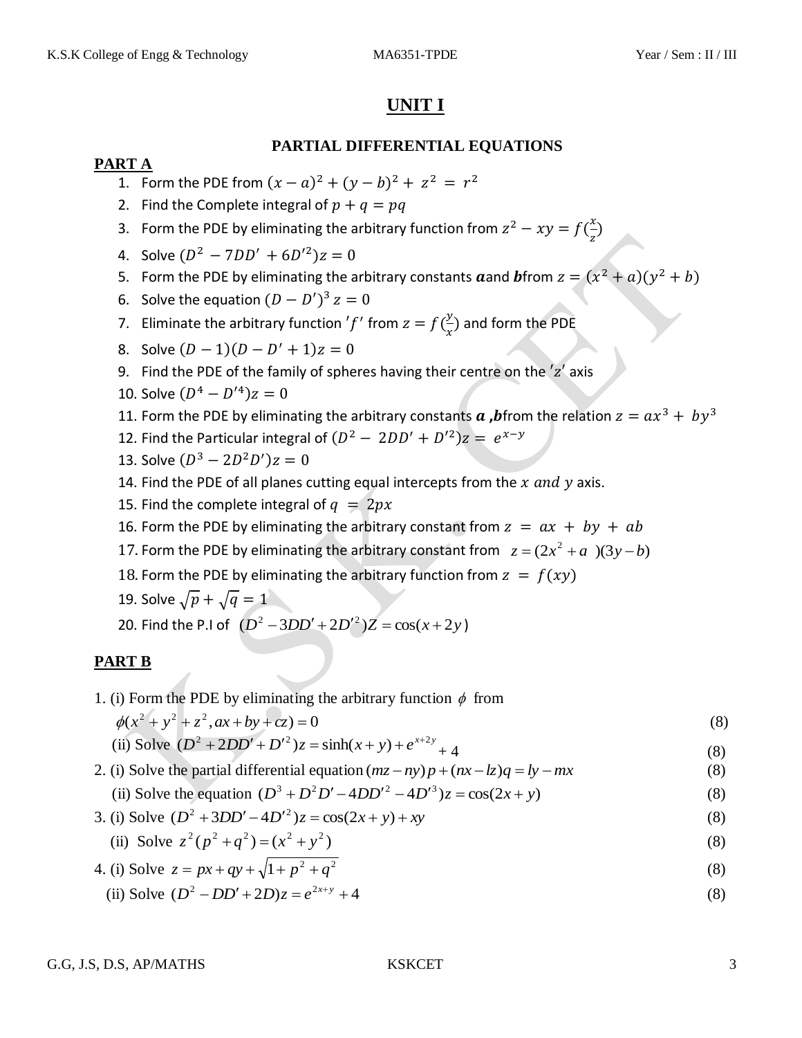# UNIT I

## PARTIAL DIFFERENTIAL EQUATIONS

### PART A

1. Form the PDE from $(x-a)^2 + (y-b)^2 + z^2 = r^2$
2. Find the Complete integral of $p + q = pq$
3. Form the PDE by eliminating the arbitrary function from $z^2 - xy = f(\frac{x}{z})$
4. Solve $(D^2 - 7DD' + 6D'^2)z = 0$
5. Form the PDE by eliminating the arbitrary constants ***a*** and ***b*** from $z = (x^2 + a)(y^2 + b)$
6. Solve the equation $(D - D')^3 z = 0$
7. Eliminate the arbitrary function $'f'$ from $z = f(\frac{y}{x})$ and form the PDE
8. Solve $(D-1)(D - D' + 1)z = 0$
9. Find the PDE of the family of spheres having their centre on the $'z'$ axis
10. Solve $(D^4 - D'^4)z = 0$
11. Form the PDE by eliminating the arbitrary constants ***a*** **,*b*** from the relation $z = ax^3 + by^3$
12. Find the Particular integral of $(D^2 - 2DD' + D'^2)z = e^{x-y}$
13. Solve $(D^3 - 2D^2D')z = 0$
14. Find the PDE of all planes cutting equal intercepts from the $x$ *and* $y$ axis.
15. Find the complete integral of $q = 2px$
16. Form the PDE by eliminating the arbitrary constant from $z = ax + by + ab$
17. Form the PDE by eliminating the arbitrary constant from $z = (2x^2 + a)(3y - b)$
18. Form the PDE by eliminating the arbitrary function from $z = f(xy)$
19. Solve $\sqrt{p} + \sqrt{q} = 1$
20. Find the P.I of $(D^2 - 3DD' + 2D'^2)Z = \cos(x + 2y)$

### PART B

1. (i) Form the PDE by eliminating the arbitrary function $\phi$ from $\phi(x^2 + y^2 + z^2, ax + by + cz) = 0$ (8)

   (ii) Solve $(D^2 + 2DD' + D'^2)z = \sinh(x + y) + e^{x+2y} + 4$ (8)

2. (i) Solve the partial differential equation $(mz - ny)p + (nx - lz)q = ly - mx$ (8)

   (ii) Solve the equation $(D^3 + D^2D' - 4DD'^2 - 4D'^3)z = \cos(2x + y)$ (8)

3. (i) Solve $(D^2 + 3DD' - 4D'^2)z = \cos(2x + y) + xy$ (8)

   (ii) Solve $z^2(p^2 + q^2) = (x^2 + y^2)$ (8)

4. (i) Solve $z = px + qy + \sqrt{1 + p^2 + q^2}$ (8)

   (ii) Solve $(D^2 - DD' + 2D)z = e^{2x+y} + 4$ (8)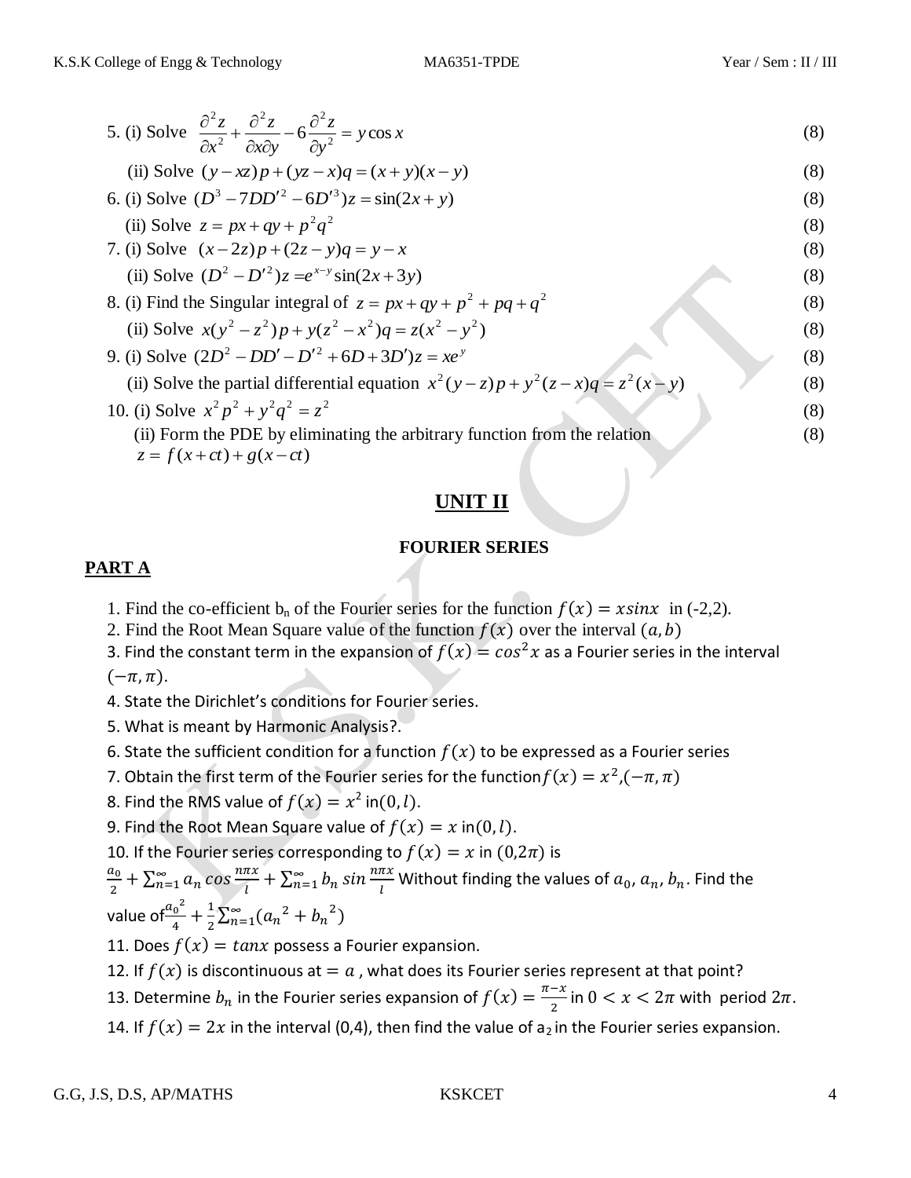5. (i) Solve $\frac{\partial^2 z}{\partial x^2}+\frac{\partial^2 z}{\partial x \partial y}-6\frac{\partial^2 z}{\partial y^2}=y\cos x$ (8)

(ii) Solve $(y-xz)p+(yz-x)q=(x+y)(x-y)$ (8)

6. (i) Solve $(D^3-7DD'^2-6D'^3)z=\sin(2x+y)$ (8)

(ii) Solve $z=px+qy+p^2q^2$ (8)

7. (i) Solve $(x-2z)p+(2z-y)q=y-x$ (8)

(ii) Solve $(D^2-D'^2)z=e^{x-y}\sin(2x+3y)$ (8)

8. (i) Find the Singular integral of $z=px+qy+p^2+pq+q^2$ (8)

(ii) Solve $x(y^2-z^2)p+y(z^2-x^2)q=z(x^2-y^2)$ (8)

9. (i) Solve $(2D^2-DD'-D'^2+6D+3D')z=xe^y$ (8)

(ii) Solve the partial differential equation $x^2(y-z)p+y^2(z-x)q=z^2(x-y)$ (8)

10. (i) Solve $x^2p^2+y^2q^2=z^2$ (8)

(ii) Form the PDE by eliminating the arbitrary function from the relation $z=f(x+ct)+g(x-ct)$ (8)

## UNIT II

### FOURIER SERIES

**PART A**

1. Find the co-efficient $b_n$ of the Fourier series for the function $f(x)=x\sin x$ in (-2,2).
2. Find the Root Mean Square value of the function $f(x)$ over the interval $(a,b)$
3. Find the constant term in the expansion of $f(x)=\cos^2 x$ as a Fourier series in the interval $(-\pi,\pi)$.
4. State the Dirichlet's conditions for Fourier series.
5. What is meant by Harmonic Analysis?.
6. State the sufficient condition for a function $f(x)$ to be expressed as a Fourier series
7. Obtain the first term of the Fourier series for the function $f(x)=x^2,(-\pi,\pi)$
8. Find the RMS value of $f(x)=x^2$ in $(0,l)$.
9. Find the Root Mean Square value of $f(x)=x$ in $(0,l)$.
10. If the Fourier series corresponding to $f(x)=x$ in $(0,2\pi)$ is $\frac{a_0}{2}+\sum_{n=1}^{\infty}a_n\cos\frac{n\pi x}{l}+\sum_{n=1}^{\infty}b_n\sin\frac{n\pi x}{l}$ Without finding the values of $a_0, a_n, b_n$. Find the value of $\frac{a_0^2}{4}+\frac{1}{2}\sum_{n=1}^{\infty}(a_n^2+b_n^2)$
11. Does $f(x)=\tan x$ possess a Fourier expansion.
12. If $f(x)$ is discontinuous at $=a$ , what does its Fourier series represent at that point?
13. Determine $b_n$ in the Fourier series expansion of $f(x)=\frac{\pi-x}{2}$ in $0<x<2\pi$ with period $2\pi$.
14. If $f(x)=2x$ in the interval (0,4), then find the value of $a_2$ in the Fourier series expansion.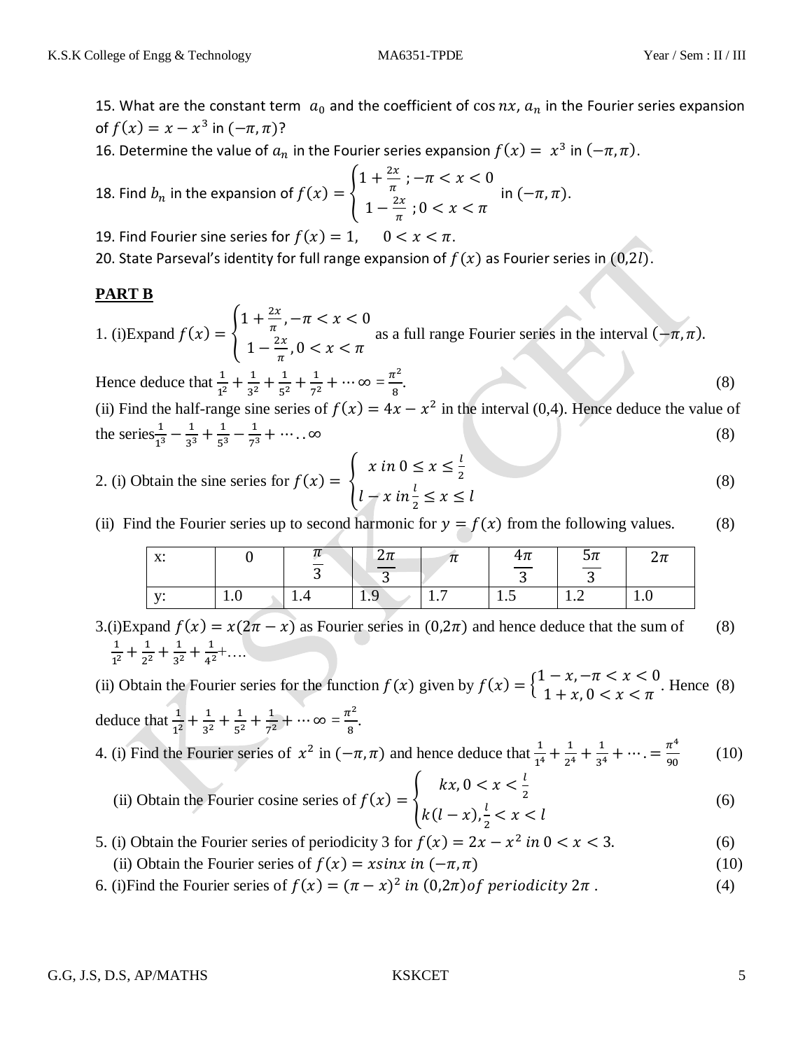15. What are the constant term $a_0$ and the coefficient of $\cos nx$, $a_n$ in the Fourier series expansion of $f(x) = x - x^3$ in $(-\pi, \pi)$?

16. Determine the value of $a_n$ in the Fourier series expansion $f(x) = x^3$ in $(-\pi, \pi)$.

18. Find $b_n$ in the expansion of $f(x) = \begin{cases} 1 + \frac{2x}{\pi} \ ; -\pi < x < 0 \\ 1 - \frac{2x}{\pi} \ ; 0 < x < \pi \end{cases}$ in $(-\pi, \pi)$.

19. Find Fourier sine series for $f(x) = 1, \quad 0 < x < \pi$.

20. State Parseval's identity for full range expansion of $f(x)$ as Fourier series in $(0,2l)$.

## PART B

1. (i)Expand $f(x) = \begin{cases} 1 + \frac{2x}{\pi}, -\pi < x < 0 \\ 1 - \frac{2x}{\pi}, 0 < x < \pi \end{cases}$ as a full range Fourier series in the interval $(-\pi, \pi)$. Hence deduce that $\frac{1}{1^2} + \frac{1}{3^2} + \frac{1}{5^2} + \frac{1}{7^2} + \cdots \infty = \frac{\pi^2}{8}$. (8)

(ii) Find the half-range sine series of $f(x) = 4x - x^2$ in the interval (0,4). Hence deduce the value of the series $\frac{1}{1^3} - \frac{1}{3^3} + \frac{1}{5^3} - \frac{1}{7^3} + \cdots..\infty$ (8)

2. (i) Obtain the sine series for $f(x) = \begin{cases} x \ in \ 0 \le x \le \frac{l}{2} \\ l - x \ in \frac{l}{2} \le x \le l \end{cases}$ (8)

(ii) Find the Fourier series up to second harmonic for $y = f(x)$ from the following values. (8)

| x: | 0 | $\frac{\pi}{3}$ | $\frac{2\pi}{3}$ | $\pi$ | $\frac{4\pi}{3}$ | $\frac{5\pi}{3}$ | $2\pi$ |
|---|---|---|---|---|---|---|---|
| y: | 1.0 | 1.4 | 1.9 | 1.7 | 1.5 | 1.2 | 1.0 |

3.(i)Expand $f(x) = x(2\pi - x)$ as Fourier series in $(0,2\pi)$ and hence deduce that the sum of $\frac{1}{1^2} + \frac{1}{2^2} + \frac{1}{3^2} + \frac{1}{4^2} + \ldots.$ (8)

(ii) Obtain the Fourier series for the function $f(x)$ given by $f(x) = \begin{cases} 1 - x, -\pi < x < 0 \\ 1 + x, 0 < x < \pi \end{cases}$. Hence deduce that $\frac{1}{1^2} + \frac{1}{3^2} + \frac{1}{5^2} + \frac{1}{7^2} + \cdots \infty = \frac{\pi^2}{8}$. (8)

4. (i) Find the Fourier series of $x^2$ in $(-\pi, \pi)$ and hence deduce that $\frac{1}{1^4} + \frac{1}{2^4} + \frac{1}{3^4} + \cdots . = \frac{\pi^4}{90}$ (10)

(ii) Obtain the Fourier cosine series of $f(x) = \begin{cases} kx, 0 < x < \frac{l}{2} \\ k(l - x), \frac{l}{2} < x < l \end{cases}$ (6)

5. (i) Obtain the Fourier series of periodicity 3 for $f(x) = 2x - x^2 \ in \ 0 < x < 3$. (6)

(ii) Obtain the Fourier series of $f(x) = x\sin x \ in \ (-\pi, \pi)$ (10)

6. (i)Find the Fourier series of $f(x) = (\pi - x)^2 \ in \ (0,2\pi) of \ periodicity \ 2\pi$ . (4)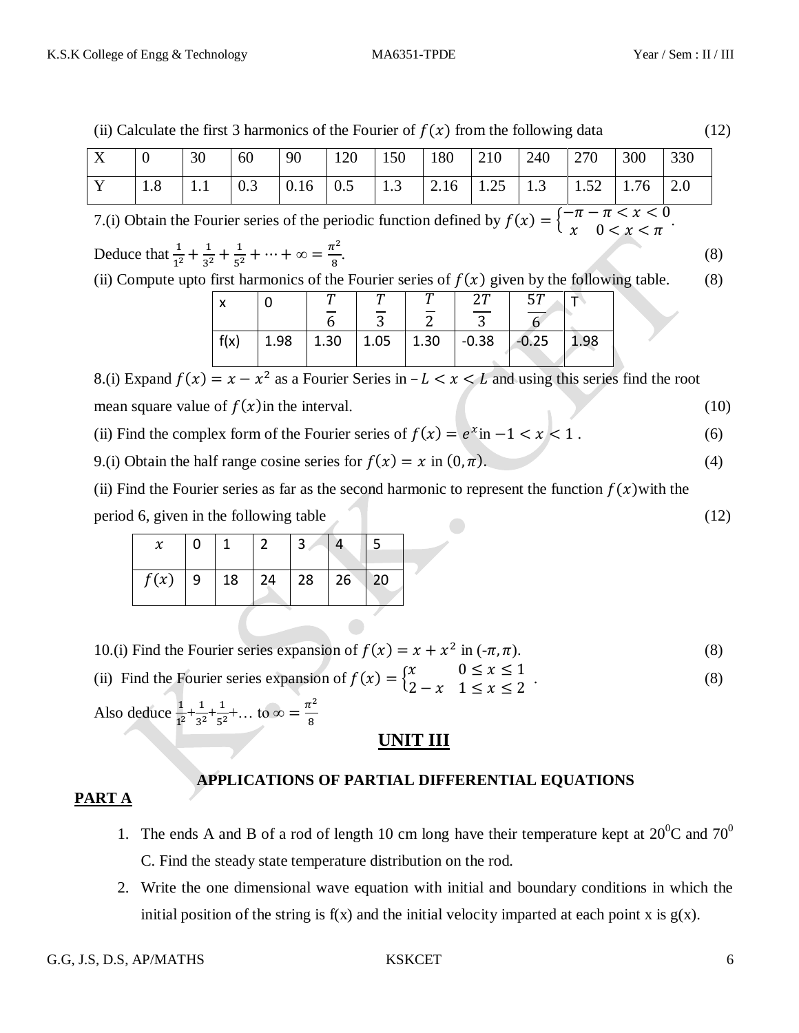(ii) Calculate the first 3 harmonics of the Fourier of $f(x)$ from the following data (12)

| X | 0 | 30 | 60 | 90 | 120 | 150 | 180 | 210 | 240 | 270 | 300 | 330 |
|---|---|---|---|---|---|---|---|---|---|---|---|---|
| Y | 1.8 | 1.1 | 0.3 | 0.16 | 0.5 | 1.3 | 2.16 | 1.25 | 1.3 | 1.52 | 1.76 | 2.0 |

7.(i) Obtain the Fourier series of the periodic function defined by $f(x) = \begin{cases} -\pi & -\pi < x < 0 \\ x & 0 < x < \pi \end{cases}$.

Deduce that $\frac{1}{1^2} + \frac{1}{3^2} + \frac{1}{5^2} + \cdots + \infty = \frac{\pi^2}{8}$. (8)

(ii) Compute upto first harmonics of the Fourier series of $f(x)$ given by the following table. (8)

| x | 0 | $\frac{T}{6}$ | $\frac{T}{3}$ | $\frac{T}{2}$ | $\frac{2T}{3}$ | $\frac{5T}{6}$ | T |
|---|---|---|---|---|---|---|---|
| f(x) | 1.98 | 1.30 | 1.05 | 1.30 | -0.38 | -0.25 | 1.98 |

8.(i) Expand $f(x) = x - x^2$ as a Fourier Series in $-L < x < L$ and using this series find the root mean square value of $f(x)$ in the interval. (10)

(ii) Find the complex form of the Fourier series of $f(x) = e^x$ in $-1 < x < 1$ . (6)

9.(i) Obtain the half range cosine series for $f(x) = x$ in $(0, \pi)$. (4)

(ii) Find the Fourier series as far as the second harmonic to represent the function $f(x)$ with the period 6, given in the following table (12)

| $x$ | 0 | 1 | 2 | 3 | 4 | 5 |
|---|---|---|---|---|---|---|
| $f(x)$ | 9 | 18 | 24 | 28 | 26 | 20 |

10.(i) Find the Fourier series expansion of $f(x) = x + x^2$ in $(-\pi, \pi)$. (8)

(ii) Find the Fourier series expansion of $f(x) = \begin{cases} x & 0 \le x \le 1 \\ 2 - x & 1 \le x \le 2 \end{cases}$. (8)

Also deduce $\frac{1}{1^2} + \frac{1}{3^2} + \frac{1}{5^2} + \ldots$ to $\infty = \frac{\pi^2}{8}$

## UNIT III

### APPLICATIONS OF PARTIAL DIFFERENTIAL EQUATIONS

**PART A**

1. The ends A and B of a rod of length 10 cm long have their temperature kept at $20^0$C and $70^0$ C. Find the steady state temperature distribution on the rod.
2. Write the one dimensional wave equation with initial and boundary conditions in which the initial position of the string is f(x) and the initial velocity imparted at each point x is g(x).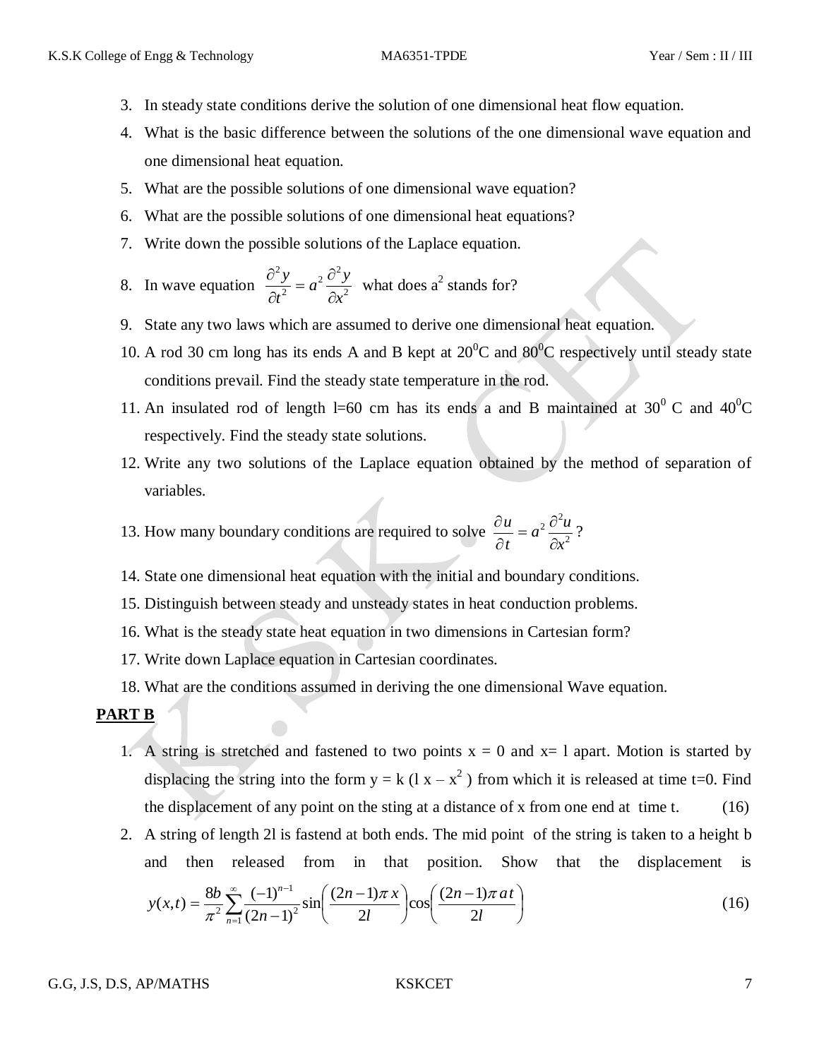3. In steady state conditions derive the solution of one dimensional heat flow equation.
4. What is the basic difference between the solutions of the one dimensional wave equation and one dimensional heat equation.
5. What are the possible solutions of one dimensional wave equation?
6. What are the possible solutions of one dimensional heat equations?
7. Write down the possible solutions of the Laplace equation.
8. In wave equation $\frac{\partial^2 y}{\partial t^2} = a^2 \frac{\partial^2 y}{\partial x^2}$ what does $a^2$ stands for?
9. State any two laws which are assumed to derive one dimensional heat equation.
10. A rod 30 cm long has its ends A and B kept at $20^0$C and $80^0$C respectively until steady state conditions prevail. Find the steady state temperature in the rod.
11. An insulated rod of length l=60 cm has its ends a and B maintained at $30^0$ C and $40^0$C respectively. Find the steady state solutions.
12. Write any two solutions of the Laplace equation obtained by the method of separation of variables.
13. How many boundary conditions are required to solve $\frac{\partial u}{\partial t} = a^2 \frac{\partial^2 u}{\partial x^2}$?
14. State one dimensional heat equation with the initial and boundary conditions.
15. Distinguish between steady and unsteady states in heat conduction problems.
16. What is the steady state heat equation in two dimensions in Cartesian form?
17. Write down Laplace equation in Cartesian coordinates.
18. What are the conditions assumed in deriving the one dimensional Wave equation.

**PART B**

1. A string is stretched and fastened to two points x = 0 and x= l apart. Motion is started by displacing the string into the form $y = k\,(l\,x - x^2)$ from which it is released at time t=0. Find the displacement of any point on the sting at a distance of x from one end at time t. (16)
2. A string of length 2l is fastend at both ends. The mid point of the string is taken to a height b and then released from in that position. Show that the displacement is

$$y(x,t) = \frac{8b}{\pi^2}\sum_{n=1}^{\infty}\frac{(-1)^{n-1}}{(2n-1)^2}\sin\left(\frac{(2n-1)\pi\, x}{2l}\right)\cos\left(\frac{(2n-1)\pi\, a\, t}{2l}\right) \quad (16)$$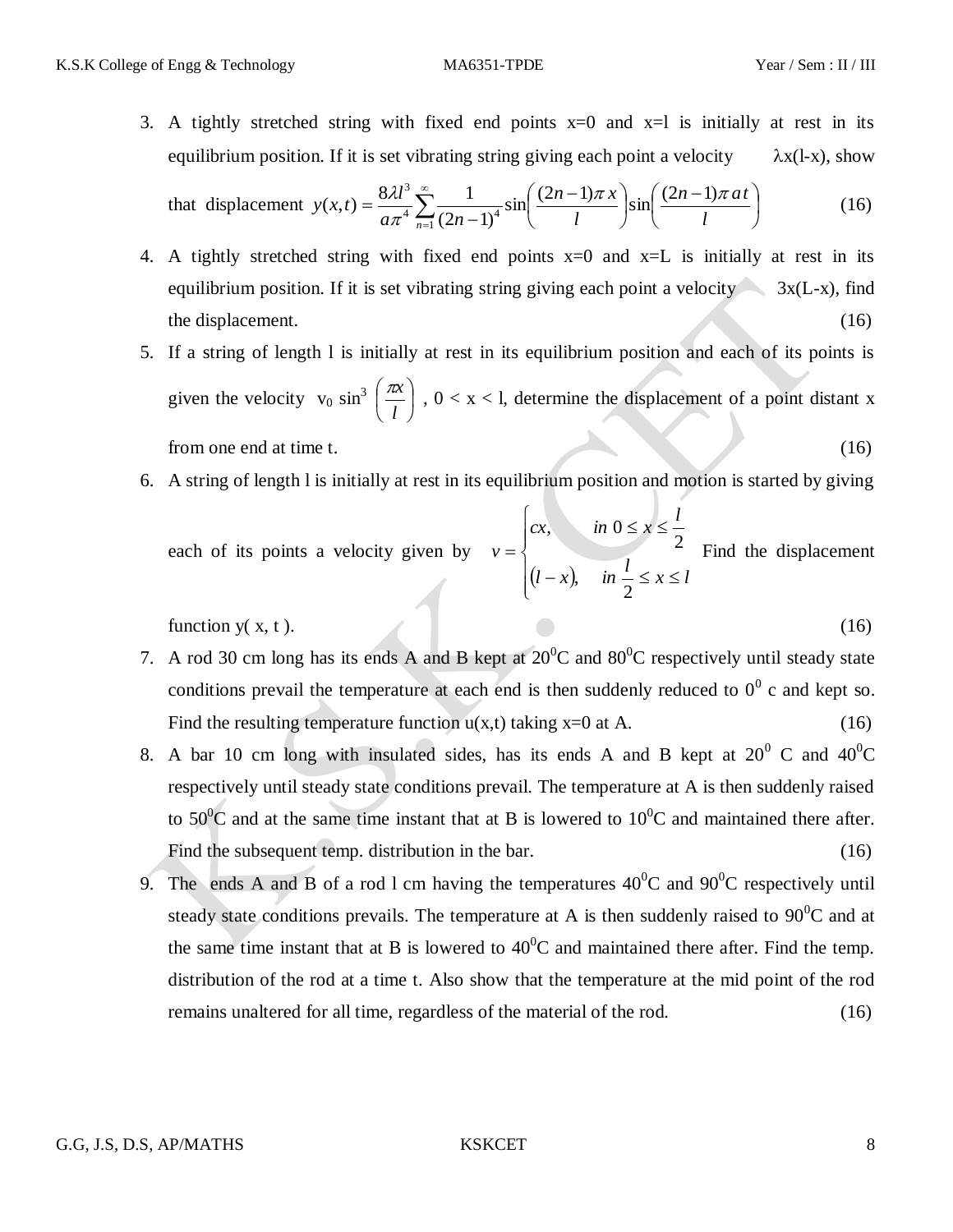3. A tightly stretched string with fixed end points x=0 and x=l is initially at rest in its equilibrium position. If it is set vibrating string giving each point a velocity $\lambda x(l-x)$, show that displacement $y(x,t) = \dfrac{8\lambda l^3}{a\pi^4}\sum_{n=1}^{\infty}\dfrac{1}{(2n-1)^4}\sin\left(\dfrac{(2n-1)\pi x}{l}\right)\sin\left(\dfrac{(2n-1)\pi a t}{l}\right)$ (16)

4. A tightly stretched string with fixed end points x=0 and x=L is initially at rest in its equilibrium position. If it is set vibrating string giving each point a velocity $3x(L-x)$, find the displacement. (16)

5. If a string of length l is initially at rest in its equilibrium position and each of its points is given the velocity $v_0 \sin^3\left(\dfrac{\pi x}{l}\right)$, $0 < x < l$, determine the displacement of a point distant x from one end at time t. (16)

6. A string of length l is initially at rest in its equilibrium position and motion is started by giving each of its points a velocity given by $v = \begin{cases} cx, & in\ 0 \le x \le \dfrac{l}{2} \\ (l-x), & in\ \dfrac{l}{2} \le x \le l \end{cases}$ Find the displacement function y( x, t ). (16)

7. A rod 30 cm long has its ends A and B kept at $20^0$C and $80^0$C respectively until steady state conditions prevail the temperature at each end is then suddenly reduced to $0^0$ c and kept so. Find the resulting temperature function u(x,t) taking x=0 at A. (16)

8. A bar 10 cm long with insulated sides, has its ends A and B kept at $20^0$ C and $40^0$C respectively until steady state conditions prevail. The temperature at A is then suddenly raised to $50^0$C and at the same time instant that at B is lowered to $10^0$C and maintained there after. Find the subsequent temp. distribution in the bar. (16)

9. The ends A and B of a rod l cm having the temperatures $40^0$C and $90^0$C respectively until steady state conditions prevails. The temperature at A is then suddenly raised to $90^0$C and at the same time instant that at B is lowered to $40^0$C and maintained there after. Find the temp. distribution of the rod at a time t. Also show that the temperature at the mid point of the rod remains unaltered for all time, regardless of the material of the rod. (16)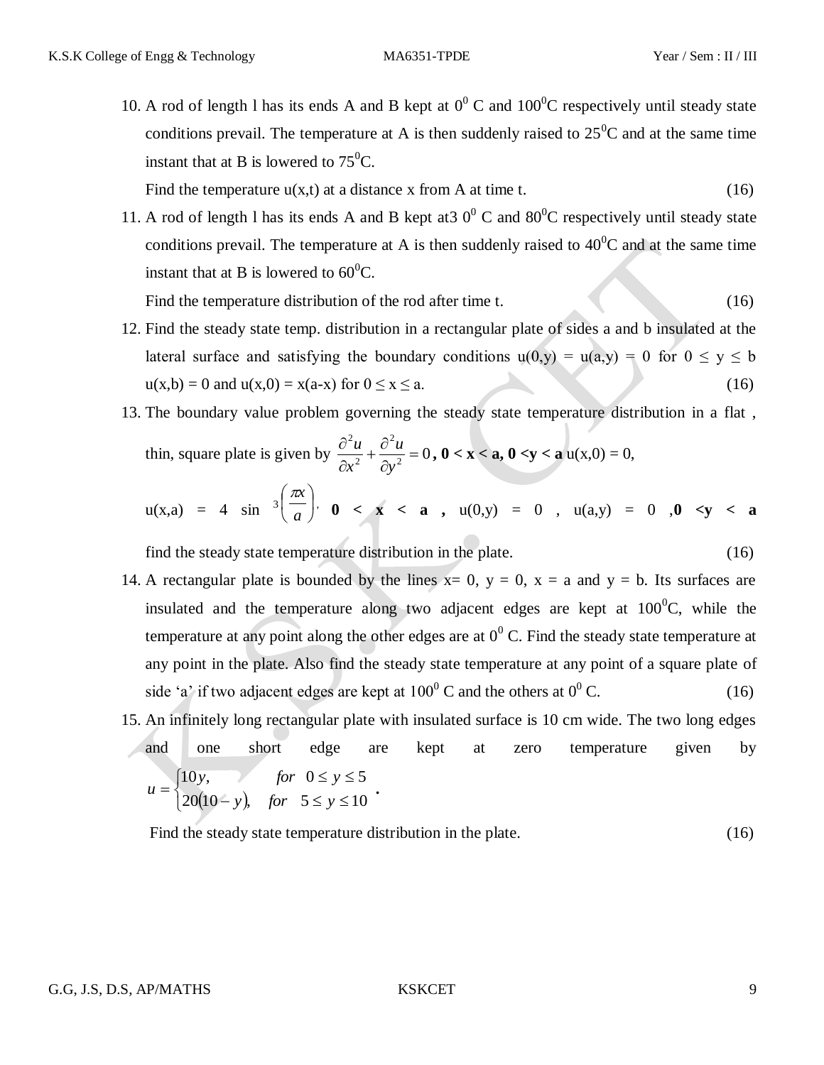10. A rod of length l has its ends A and B kept at $0^0$ C and $100^0$C respectively until steady state conditions prevail. The temperature at A is then suddenly raised to $25^0$C and at the same time instant that at B is lowered to $75^0$C.

    Find the temperature u(x,t) at a distance x from A at time t. (16)

11. A rod of length l has its ends A and B kept at3 $0^0$ C and $80^0$C respectively until steady state conditions prevail. The temperature at A is then suddenly raised to $40^0$C and at the same time instant that at B is lowered to $60^0$C.

    Find the temperature distribution of the rod after time t. (16)

12. Find the steady state temp. distribution in a rectangular plate of sides a and b insulated at the lateral surface and satisfying the boundary conditions u(0,y) = u(a,y) = 0 for $0 \le y \le b$ u(x,b) = 0 and u(x,0) = x(a-x) for $0 \le x \le a$. (16)

13. The boundary value problem governing the steady state temperature distribution in a flat , thin, square plate is given by $\frac{\partial^2 u}{\partial x^2} + \frac{\partial^2 u}{\partial y^2} = 0$ **, 0 < x < a, 0 <y < a** u(x,0) = 0,

    u(x,a) = 4 sin $^3\left(\frac{\pi x}{a}\right)$, **0 < x < a ,** u(0,y) = 0 , u(a,y) = 0 ,**0 <y < a**

    find the steady state temperature distribution in the plate. (16)

14. A rectangular plate is bounded by the lines x= 0, y = 0, x = a and y = b. Its surfaces are insulated and the temperature along two adjacent edges are kept at $100^0$C, while the temperature at any point along the other edges are at $0^0$ C. Find the steady state temperature at any point in the plate. Also find the steady state temperature at any point of a square plate of side 'a' if two adjacent edges are kept at $100^0$ C and the others at $0^0$ C. (16)

15. An infinitely long rectangular plate with insulated surface is 10 cm wide. The two long edges and one short edge are kept at zero temperature given by

$$u = \begin{cases} 10y, & for \quad 0 \le y \le 5 \\ 20(10-y), & for \quad 5 \le y \le 10 \end{cases}.$$

    Find the steady state temperature distribution in the plate. (16)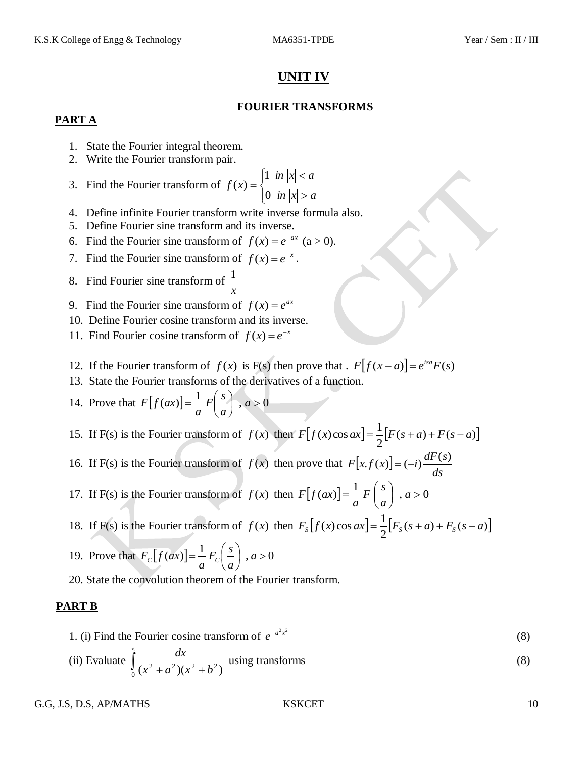# UNIT IV

## FOURIER TRANSFORMS

### PART A

1. State the Fourier integral theorem.
2. Write the Fourier transform pair.
3. Find the Fourier transform of $f(x) = \begin{cases} 1 & in\ |x| < a \\ 0 & in\ |x| > a \end{cases}$
4. Define infinite Fourier transform write inverse formula also.
5. Define Fourier sine transform and its inverse.
6. Find the Fourier sine transform of $f(x) = e^{-ax}$ (a > 0).
7. Find the Fourier sine transform of $f(x) = e^{-x}$.
8. Find Fourier sine transform of $\dfrac{1}{x}$
9. Find the Fourier sine transform of $f(x) = e^{ax}$
10. Define Fourier cosine transform and its inverse.
11. Find Fourier cosine transform of $f(x) = e^{-x}$
12. If the Fourier transform of $f(x)$ is F(s) then prove that . $F\left[f(x-a)\right] = e^{isa}F(s)$
13. State the Fourier transforms of the derivatives of a function.
14. Prove that $F\left[f(ax)\right] = \dfrac{1}{a}F\left(\dfrac{s}{a}\right)$ , $a > 0$
15. If F(s) is the Fourier transform of $f(x)$ then $F\left[f(x)\cos ax\right] = \dfrac{1}{2}\left[F(s+a) + F(s-a)\right]$
16. If F(s) is the Fourier transform of $f(x)$ then prove that $F\left[x.f(x)\right] = (-i)\dfrac{dF(s)}{ds}$
17. If F(s) is the Fourier transform of $f(x)$ then $F\left[f(ax)\right] = \dfrac{1}{a}F\left(\dfrac{s}{a}\right)$ , $a > 0$
18. If F(s) is the Fourier transform of $f(x)$ then $F_S\left[f(x)\cos ax\right] = \dfrac{1}{2}\left[F_S(s+a) + F_S(s-a)\right]$
19. Prove that $F_C\left[f(ax)\right] = \dfrac{1}{a}F_C\left(\dfrac{s}{a}\right)$ , $a > 0$
20. State the convolution theorem of the Fourier transform.

### PART B

1. (i) Find the Fourier cosine transform of $e^{-a^2x^2}$ (8)

(ii) Evaluate $\displaystyle\int_0^\infty \frac{dx}{(x^2+a^2)(x^2+b^2)}$ using transforms (8)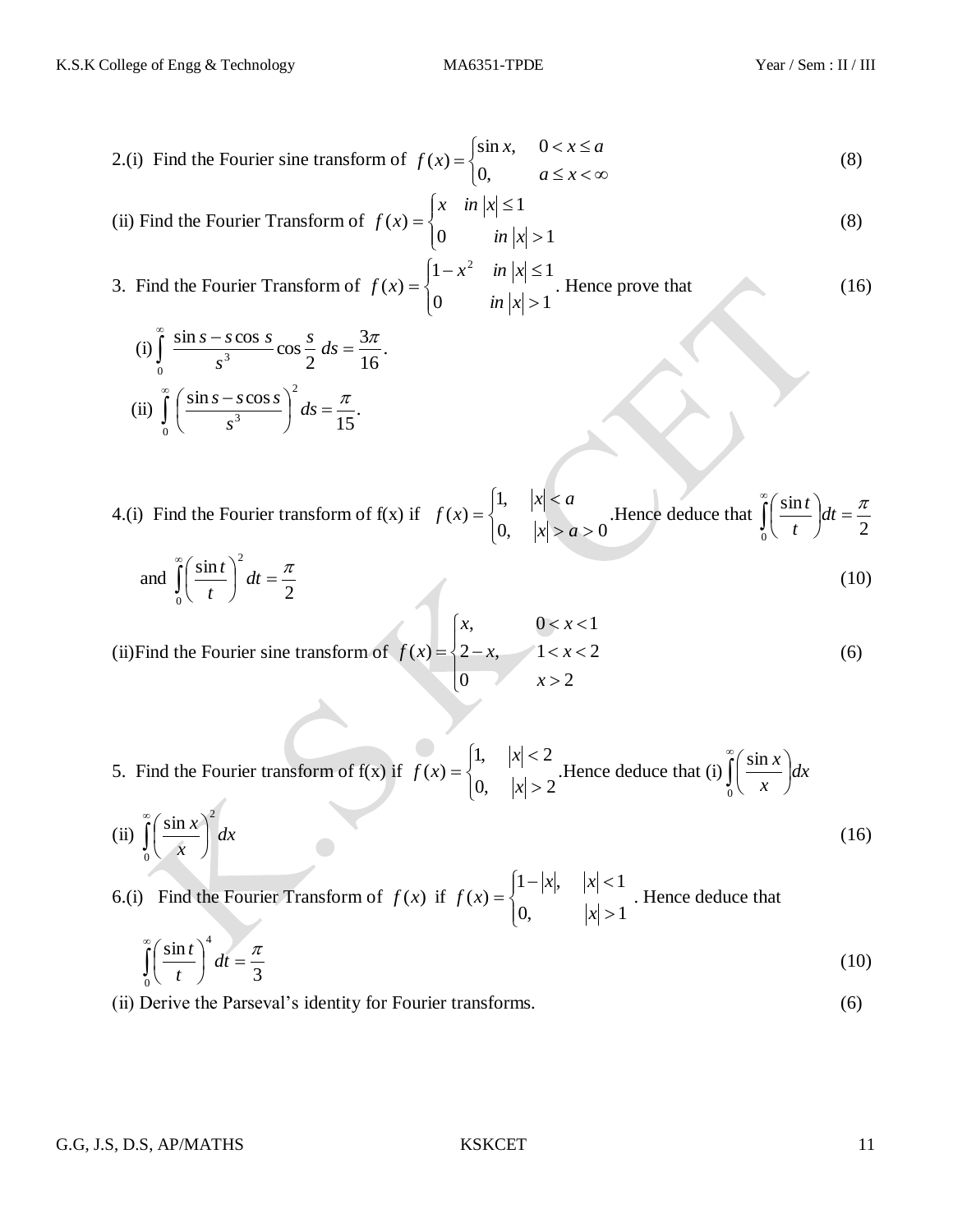2.(i) Find the Fourier sine transform of $f(x)=\begin{cases}\sin x, & 0<x\le a\\ 0, & a\le x<\infty\end{cases}$ (8)

(ii) Find the Fourier Transform of $f(x)=\begin{cases}x & in\ |x|\le 1\\ 0 & in\ |x|>1\end{cases}$ (8)

3. Find the Fourier Transform of $f(x)=\begin{cases}1-x^2 & in\ |x|\le 1\\ 0 & in\ |x|>1\end{cases}$. Hence prove that (16)

(i) $\displaystyle\int_0^\infty \frac{\sin s - s\cos s}{s^3}\cos\frac{s}{2}\,ds=\frac{3\pi}{16}$.

(ii) $\displaystyle\int_0^\infty \left(\frac{\sin s - s\cos s}{s^3}\right)^2 ds=\frac{\pi}{15}$.

4.(i) Find the Fourier transform of f(x) if $f(x)=\begin{cases}1, & |x|<a\\ 0, & |x|>a>0\end{cases}$.Hence deduce that $\displaystyle\int_0^\infty\left(\frac{\sin t}{t}\right)dt=\frac{\pi}{2}$ and $\displaystyle\int_0^\infty\left(\frac{\sin t}{t}\right)^2 dt=\frac{\pi}{2}$ (10)

(ii)Find the Fourier sine transform of $f(x)=\begin{cases}x, & 0<x<1\\ 2-x, & 1<x<2\\ 0 & x>2\end{cases}$ (6)

5. Find the Fourier transform of f(x) if $f(x)=\begin{cases}1, & |x|<2\\ 0, & |x|>2\end{cases}$.Hence deduce that (i) $\displaystyle\int_0^\infty\left(\frac{\sin x}{x}\right)dx$ (ii) $\displaystyle\int_0^\infty\left(\frac{\sin x}{x}\right)^2 dx$ (16)

6.(i) Find the Fourier Transform of $f(x)$ if $f(x)=\begin{cases}1-|x|, & |x|<1\\ 0, & |x|>1\end{cases}$. Hence deduce that $\displaystyle\int_0^\infty\left(\frac{\sin t}{t}\right)^4 dt=\frac{\pi}{3}$ (10)

(ii) Derive the Parseval's identity for Fourier transforms. (6)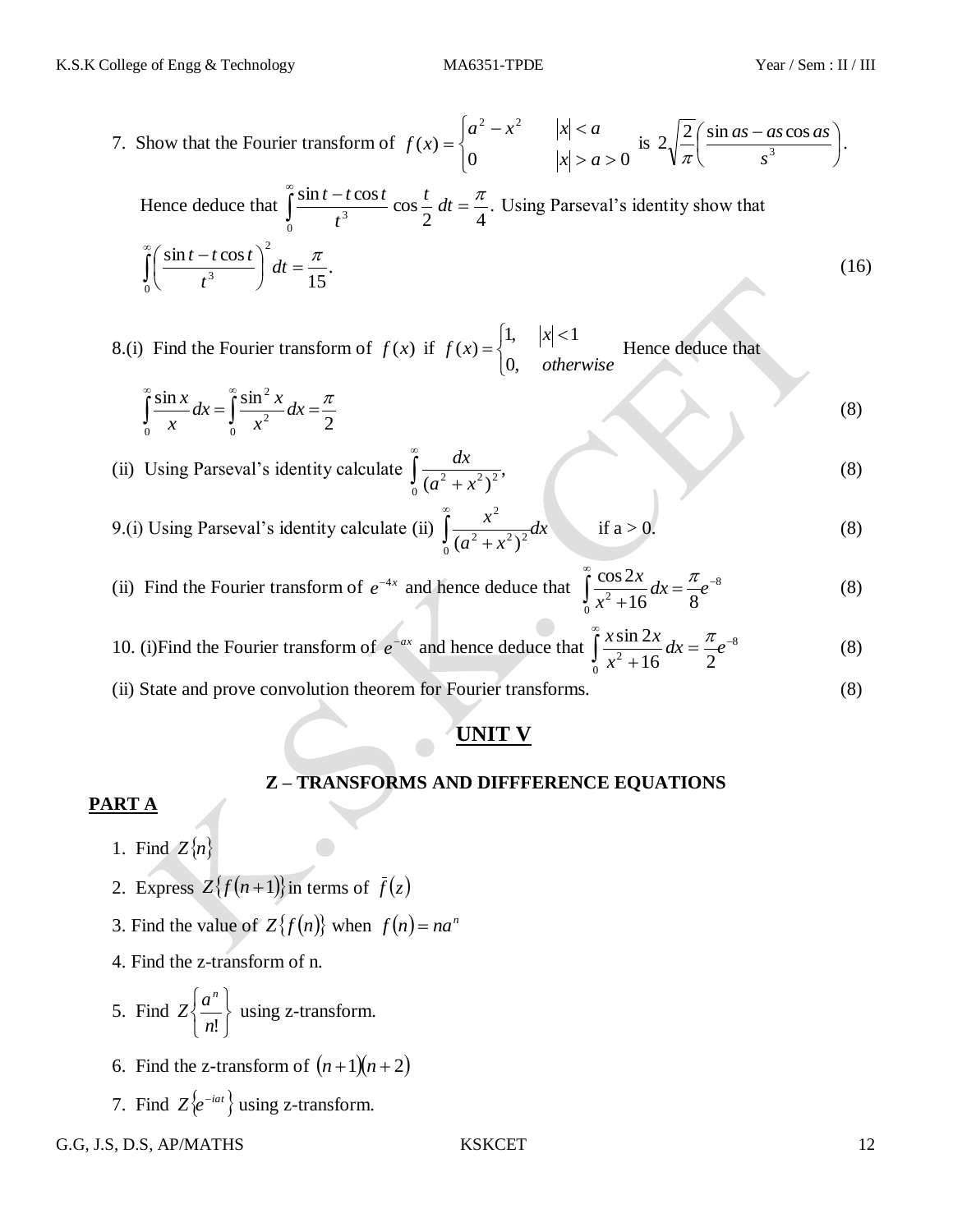7. Show that the Fourier transform of $f(x) = \begin{cases} a^2 - x^2 & |x| < a \\ 0 & |x| > a > 0 \end{cases}$ is $2\sqrt{\frac{2}{\pi}}\left(\frac{\sin as - as\cos as}{s^3}\right)$.

   Hence deduce that $\int_0^\infty \frac{\sin t - t\cos t}{t^3} \cos\frac{t}{2}\, dt = \frac{\pi}{4}$. Using Parseval's identity show that $\int_0^\infty \left(\frac{\sin t - t\cos t}{t^3}\right)^2 dt = \frac{\pi}{15}$. (16)

8.(i) Find the Fourier transform of $f(x)$ if $f(x) = \begin{cases} 1, & |x| < 1 \\ 0, & otherwise \end{cases}$ Hence deduce that $\int_0^\infty \frac{\sin x}{x} dx = \int_0^\infty \frac{\sin^2 x}{x^2} dx = \frac{\pi}{2}$ (8)

(ii) Using Parseval's identity calculate $\int_0^\infty \frac{dx}{(a^2 + x^2)^2}$, (8)

9.(i) Using Parseval's identity calculate (ii) $\int_0^\infty \frac{x^2}{(a^2 + x^2)^2} dx$ if a > 0. (8)

(ii) Find the Fourier transform of $e^{-4x}$ and hence deduce that $\int_0^\infty \frac{\cos 2x}{x^2 + 16} dx = \frac{\pi}{8} e^{-8}$ (8)

10. (i)Find the Fourier transform of $e^{-ax}$ and hence deduce that $\int_0^\infty \frac{x \sin 2x}{x^2 + 16} dx = \frac{\pi}{2} e^{-8}$ (8)

(ii) State and prove convolution theorem for Fourier transforms. (8)

## UNIT V

### Z – TRANSFORMS AND DIFFFERENCE EQUATIONS

**PART A**

1. Find $Z\{n\}$
2. Express $Z\{f(n+1)\}$ in terms of $\bar{f}(z)$
3. Find the value of $Z\{f(n)\}$ when $f(n) = na^n$
4. Find the z-transform of n.
5. Find $Z\left\{\frac{a^n}{n!}\right\}$ using z-transform.
6. Find the z-transform of $(n+1)(n+2)$
7. Find $Z\{e^{-iat}\}$ using z-transform.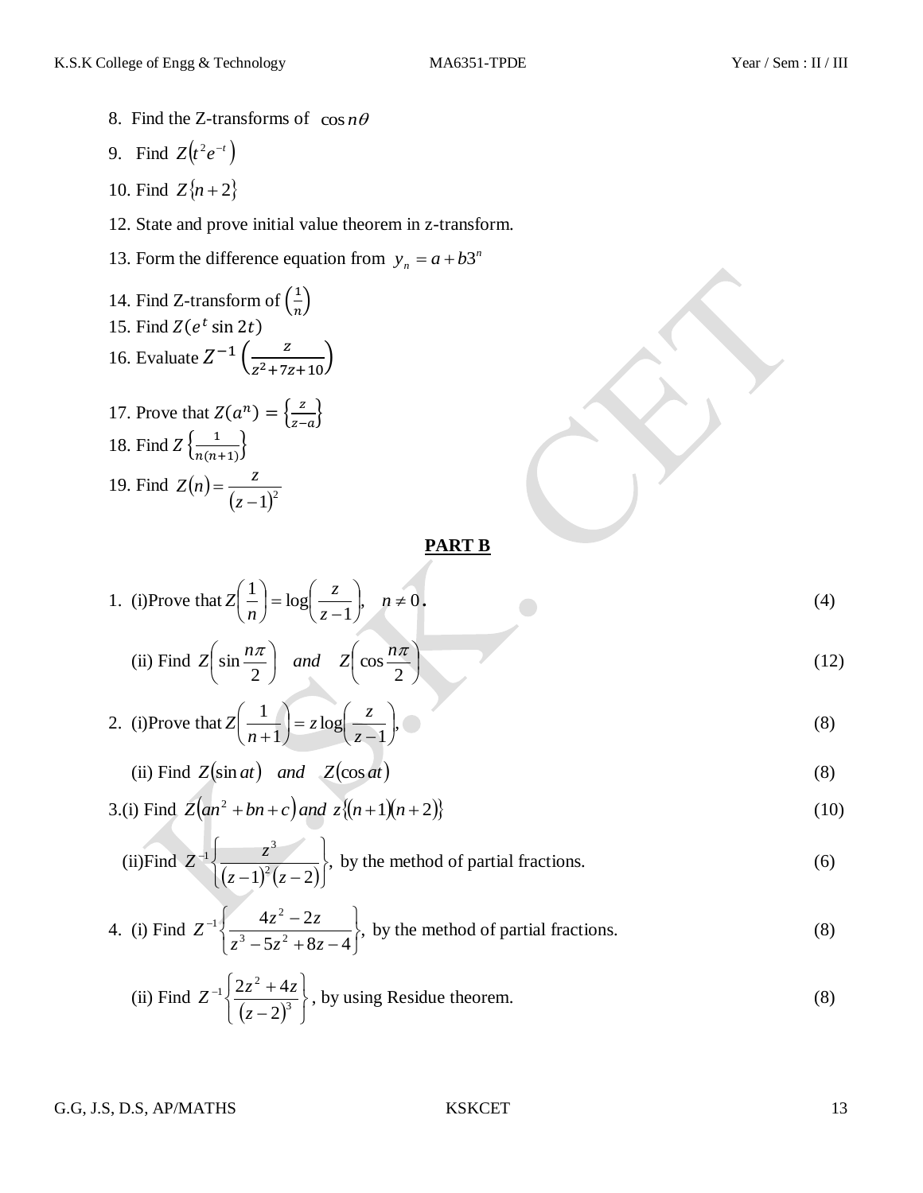8. Find the Z-transforms of $\cos n\theta$

9. Find $Z\left(t^2 e^{-t}\right)$

10. Find $Z\{n+2\}$

12. State and prove initial value theorem in z-transform.

13. Form the difference equation from $y_n = a + b3^n$

14. Find Z-transform of $\left(\frac{1}{n}\right)$

15. Find $Z(e^t \sin 2t)$

16. Evaluate $Z^{-1}\left(\frac{z}{z^2+7z+10}\right)$

17. Prove that $Z(a^n) = \left\{\frac{z}{z-a}\right\}$

18. Find $Z\left\{\frac{1}{n(n+1)}\right\}$

19. Find $Z(n) = \dfrac{z}{(z-1)^2}$

## PART B

1. (i)Prove that $Z\left(\dfrac{1}{n}\right) = \log\left(\dfrac{z}{z-1}\right), \quad n \neq 0$. (4)

   (ii) Find $Z\left(\sin\dfrac{n\pi}{2}\right) \quad and \quad Z\left(\cos\dfrac{n\pi}{2}\right)$ (12)

2. (i)Prove that $Z\left(\dfrac{1}{n+1}\right) = z\log\left(\dfrac{z}{z-1}\right)$, (8)

   (ii) Find $Z(\sin at) \quad and \quad Z(\cos at)$ (8)

3. (i) Find $Z\left(an^2 + bn + c\right)$ and $z\{(n+1)(n+2)\}$ (10)

   (ii)Find $Z^{-1}\left\{\dfrac{z^3}{(z-1)^2(z-2)}\right\}$, by the method of partial fractions. (6)

4. (i) Find $Z^{-1}\left\{\dfrac{4z^2-2z}{z^3-5z^2+8z-4}\right\}$, by the method of partial fractions. (8)

   (ii) Find $Z^{-1}\left\{\dfrac{2z^2+4z}{(z-2)^3}\right\}$, by using Residue theorem. (8)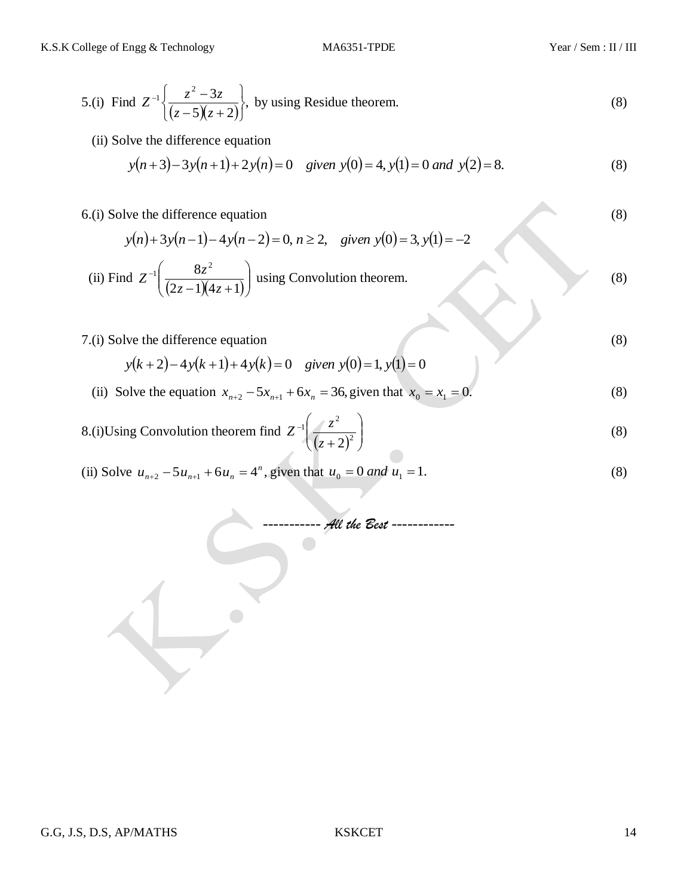5.(i) Find $Z^{-1}\left\{\dfrac{z^2-3z}{(z-5)(z+2)}\right\}$, by using Residue theorem. (8)

(ii) Solve the difference equation

$$y(n+3)-3y(n+1)+2y(n)=0 \quad given\ y(0)=4, y(1)=0\ and\ y(2)=8. \quad (8)$$

6.(i) Solve the difference equation (8)

$$y(n)+3y(n-1)-4y(n-2)=0,\ n\geq 2, \quad given\ y(0)=3, y(1)=-2$$

(ii) Find $Z^{-1}\left(\dfrac{8z^2}{(2z-1)(4z+1)}\right)$ using Convolution theorem. (8)

7.(i) Solve the difference equation (8)

$$y(k+2)-4y(k+1)+4y(k)=0 \quad given\ y(0)=1, y(1)=0$$

(ii) Solve the equation $x_{n+2}-5x_{n+1}+6x_n=36$, given that $x_0=x_1=0$. (8)

8.(i) Using Convolution theorem find $Z^{-1}\left(\dfrac{z^2}{(z+2)^2}\right)$ (8)

(ii) Solve $u_{n+2}-5u_{n+1}+6u_n=4^n$, given that $u_0=0\ and\ u_1=1$. (8)

----------- *All the Best* ------------